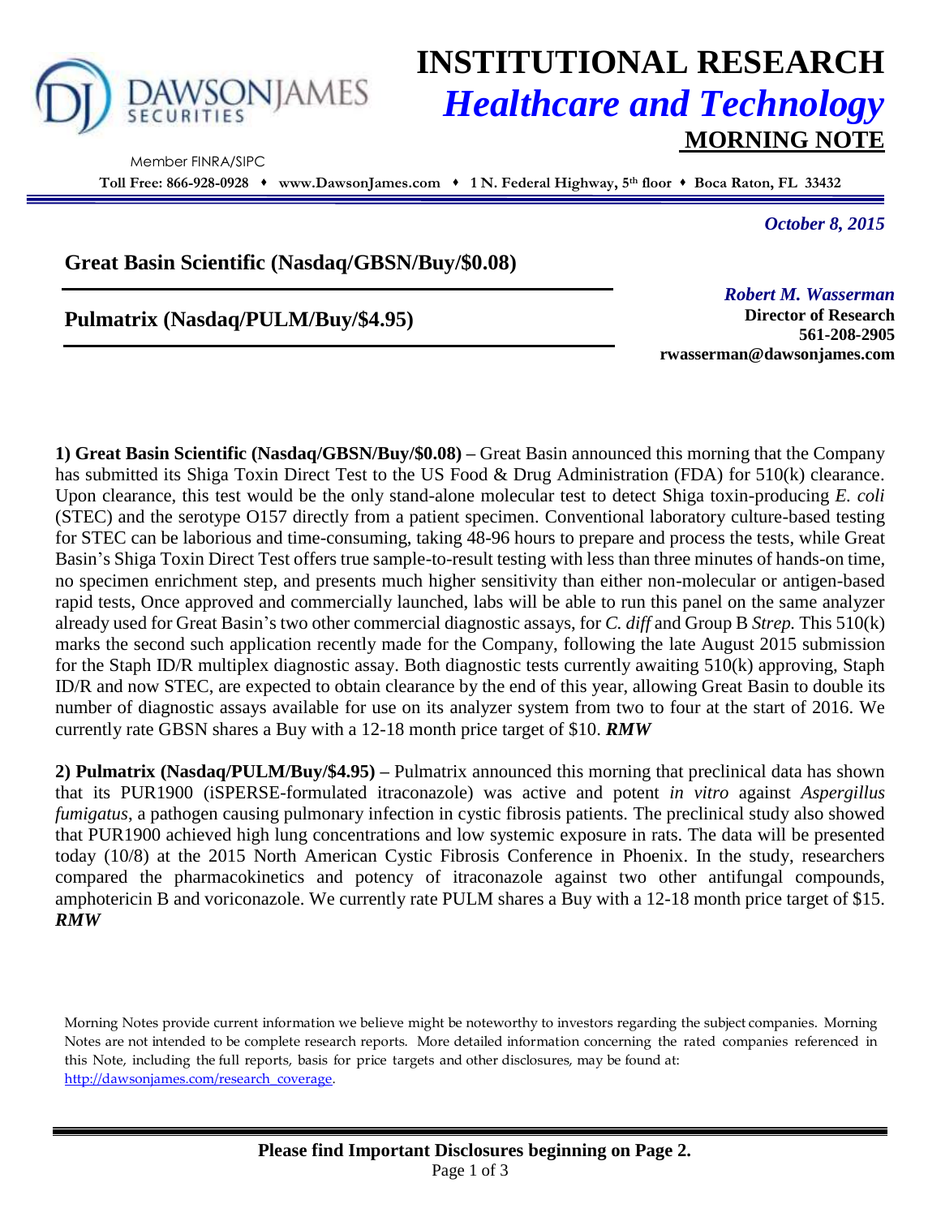# INSTITUTIONAL RESEARCH

## *Healthcare and Technology*

## MORNING NOTE

DAWSON JAMES SECURITIES

Member FINRA/SIPC

**Toll Free: 866-928-0928 ♦ www.DawsonJames.com ♦ 1 N. Federal Highway, 5th floor ♦ Boca Raton, FL 33432**

*October 8, 2015*

**Great Basin Scientific (Nasdaq/GBSN/Buy/$0.08)**

**Pulmatrix (Nasdaq/PULM/Buy/$4.95)**

***Robert M. Wasserman***
**Director of Research**
**561-208-2905**
**rwasserman@dawsonjames.com**

**1) Great Basin Scientific (Nasdaq/GBSN/Buy/$0.08) –** Great Basin announced this morning that the Company has submitted its Shiga Toxin Direct Test to the US Food & Drug Administration (FDA) for 510(k) clearance. Upon clearance, this test would be the only stand-alone molecular test to detect Shiga toxin-producing *E. coli* (STEC) and the serotype O157 directly from a patient specimen. Conventional laboratory culture-based testing for STEC can be laborious and time-consuming, taking 48-96 hours to prepare and process the tests, while Great Basin's Shiga Toxin Direct Test offers true sample-to-result testing with less than three minutes of hands-on time, no specimen enrichment step, and presents much higher sensitivity than either non-molecular or antigen-based rapid tests, Once approved and commercially launched, labs will be able to run this panel on the same analyzer already used for Great Basin's two other commercial diagnostic assays, for *C. diff* and Group B *Strep.* This 510(k) marks the second such application recently made for the Company, following the late August 2015 submission for the Staph ID/R multiplex diagnostic assay. Both diagnostic tests currently awaiting 510(k) approving, Staph ID/R and now STEC, are expected to obtain clearance by the end of this year, allowing Great Basin to double its number of diagnostic assays available for use on its analyzer system from two to four at the start of 2016. We currently rate GBSN shares a Buy with a 12-18 month price target of $10. ***RMW***

**2) Pulmatrix (Nasdaq/PULM/Buy/$4.95) –** Pulmatrix announced this morning that preclinical data has shown that its PUR1900 (iSPERSE-formulated itraconazole) was active and potent *in vitro* against *Aspergillus fumigatus*, a pathogen causing pulmonary infection in cystic fibrosis patients. The preclinical study also showed that PUR1900 achieved high lung concentrations and low systemic exposure in rats. The data will be presented today (10/8) at the 2015 North American Cystic Fibrosis Conference in Phoenix. In the study, researchers compared the pharmacokinetics and potency of itraconazole against two other antifungal compounds, amphotericin B and voriconazole. We currently rate PULM shares a Buy with a 12-18 month price target of $15. ***RMW***

Morning Notes provide current information we believe might be noteworthy to investors regarding the subject companies. Morning Notes are not intended to be complete research reports. More detailed information concerning the rated companies referenced in this Note, including the full reports, basis for price targets and other disclosures, may be found at: http://dawsonjames.com/research_coverage.

**Please find Important Disclosures beginning on Page 2.**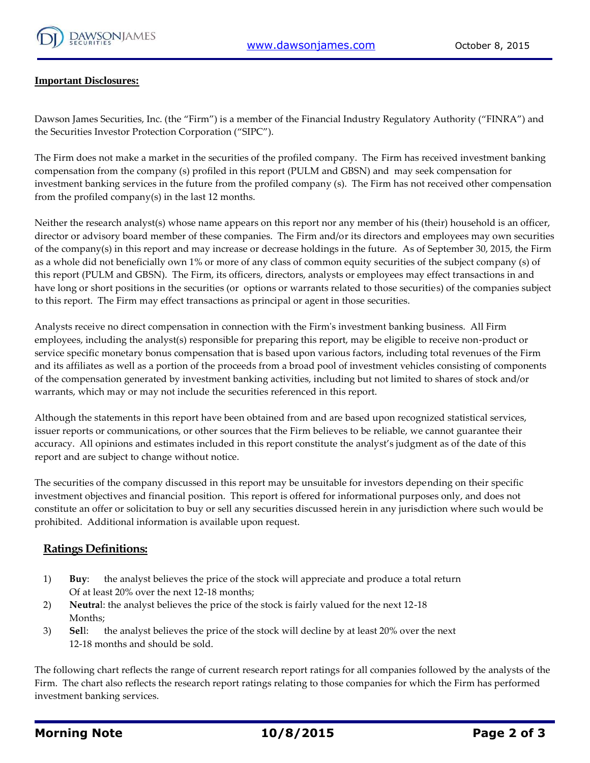## Important Disclosures:

Dawson James Securities, Inc. (the "Firm") is a member of the Financial Industry Regulatory Authority ("FINRA") and the Securities Investor Protection Corporation ("SIPC").

The Firm does not make a market in the securities of the profiled company. The Firm has received investment banking compensation from the company (s) profiled in this report (PULM and GBSN) and may seek compensation for investment banking services in the future from the profiled company (s). The Firm has not received other compensation from the profiled company(s) in the last 12 months.

Neither the research analyst(s) whose name appears on this report nor any member of his (their) household is an officer, director or advisory board member of these companies. The Firm and/or its directors and employees may own securities of the company(s) in this report and may increase or decrease holdings in the future. As of September 30, 2015, the Firm as a whole did not beneficially own 1% or more of any class of common equity securities of the subject company (s) of this report (PULM and GBSN). The Firm, its officers, directors, analysts or employees may effect transactions in and have long or short positions in the securities (or options or warrants related to those securities) of the companies subject to this report. The Firm may effect transactions as principal or agent in those securities.

Analysts receive no direct compensation in connection with the Firm's investment banking business. All Firm employees, including the analyst(s) responsible for preparing this report, may be eligible to receive non-product or service specific monetary bonus compensation that is based upon various factors, including total revenues of the Firm and its affiliates as well as a portion of the proceeds from a broad pool of investment vehicles consisting of components of the compensation generated by investment banking activities, including but not limited to shares of stock and/or warrants, which may or may not include the securities referenced in this report.

Although the statements in this report have been obtained from and are based upon recognized statistical services, issuer reports or communications, or other sources that the Firm believes to be reliable, we cannot guarantee their accuracy. All opinions and estimates included in this report constitute the analyst's judgment as of the date of this report and are subject to change without notice.

The securities of the company discussed in this report may be unsuitable for investors depending on their specific investment objectives and financial position. This report is offered for informational purposes only, and does not constitute an offer or solicitation to buy or sell any securities discussed herein in any jurisdiction where such would be prohibited. Additional information is available upon request.

## Ratings Definitions:

1) **Buy**: the analyst believes the price of the stock will appreciate and produce a total return Of at least 20% over the next 12-18 months;
2) **Neutral**: the analyst believes the price of the stock is fairly valued for the next 12-18 Months;
3) **Sell**: the analyst believes the price of the stock will decline by at least 20% over the next 12-18 months and should be sold.

The following chart reflects the range of current research report ratings for all companies followed by the analysts of the Firm. The chart also reflects the research report ratings relating to those companies for which the Firm has performed investment banking services.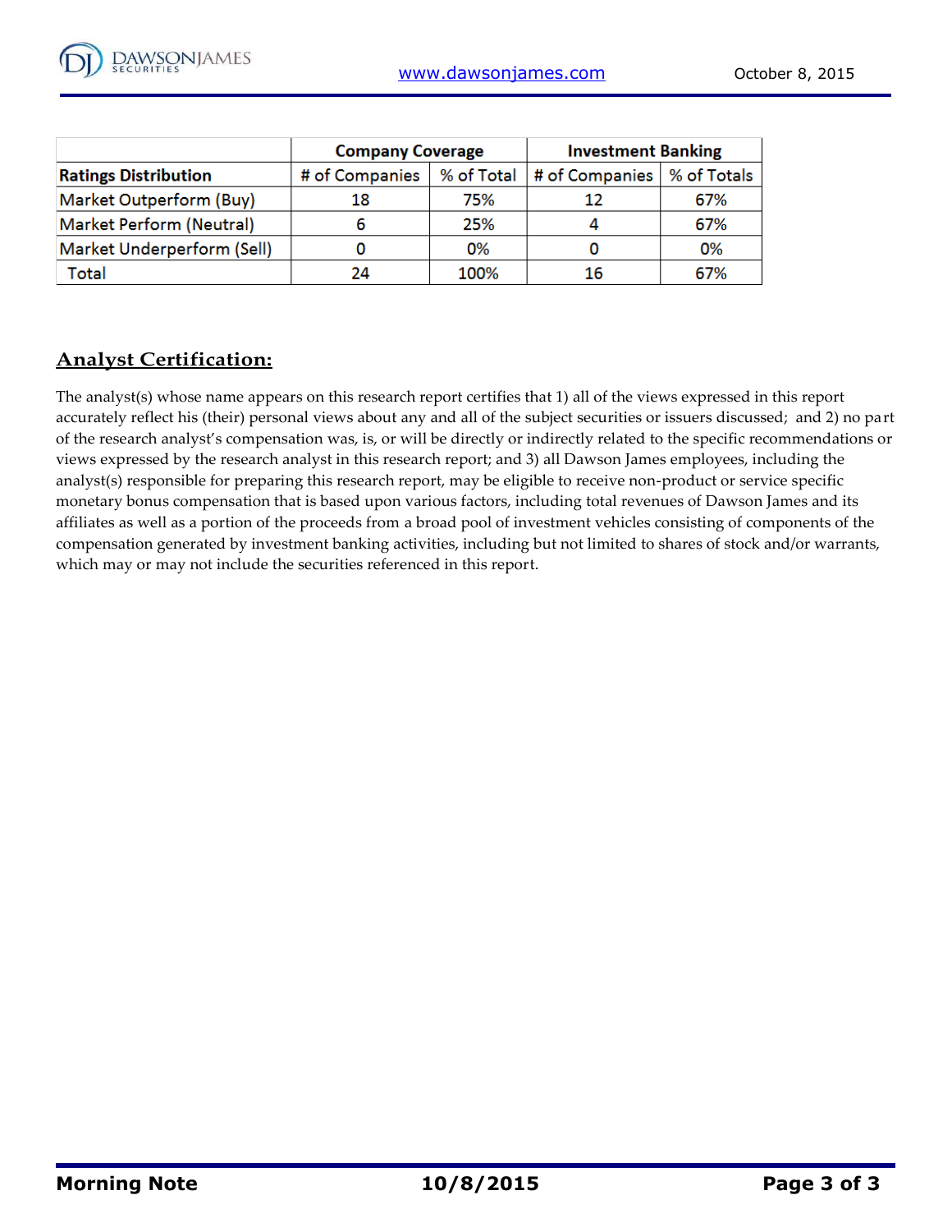| | Company Coverage | | Investment Banking | |
|---|---|---|---|---|
| **Ratings Distribution** | # of Companies | % of Total | # of Companies | % of Totals |
| Market Outperform (Buy) | 18 | 75% | 12 | 67% |
| Market Perform (Neutral) | 6 | 25% | 4 | 67% |
| Market Underperform (Sell) | 0 | 0% | 0 | 0% |
| Total | 24 | 100% | 16 | 67% |

## Analyst Certification:

The analyst(s) whose name appears on this research report certifies that 1) all of the views expressed in this report accurately reflect his (their) personal views about any and all of the subject securities or issuers discussed; and 2) no part of the research analyst's compensation was, is, or will be directly or indirectly related to the specific recommendations or views expressed by the research analyst in this research report; and 3) all Dawson James employees, including the analyst(s) responsible for preparing this research report, may be eligible to receive non-product or service specific monetary bonus compensation that is based upon various factors, including total revenues of Dawson James and its affiliates as well as a portion of the proceeds from a broad pool of investment vehicles consisting of components of the compensation generated by investment banking activities, including but not limited to shares of stock and/or warrants, which may or may not include the securities referenced in this report.